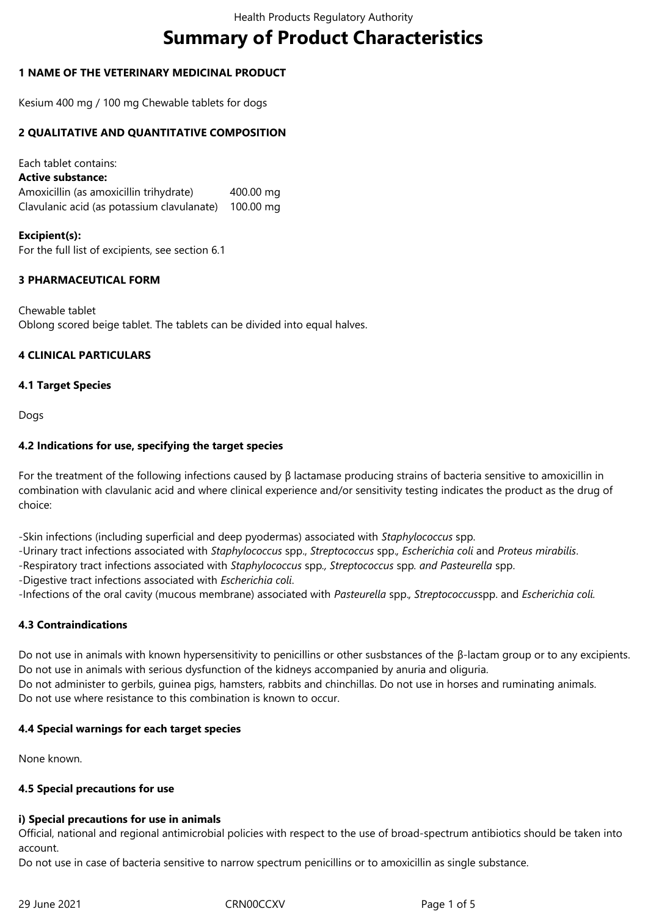# Summary of Product Characteristics

## 1 NAME OF THE VETERINARY MEDICINAL PRODUCT

Kesium 400 mg / 100 mg Chewable tablets for dogs

## 2 QUALITATIVE AND QUANTITATIVE COMPOSITION

Each tablet contains:

**Active substance:**

| | |
|---|---|
| Amoxicillin (as amoxicillin trihydrate) | 400.00 mg |
| Clavulanic acid (as potassium clavulanate) | 100.00 mg |

**Excipient(s):**
For the full list of excipients, see section 6.1

## 3 PHARMACEUTICAL FORM

Chewable tablet
Oblong scored beige tablet. The tablets can be divided into equal halves.

## 4 CLINICAL PARTICULARS

### 4.1 Target Species

Dogs

### 4.2 Indications for use, specifying the target species

For the treatment of the following infections caused by β lactamase producing strains of bacteria sensitive to amoxicillin in combination with clavulanic acid and where clinical experience and/or sensitivity testing indicates the product as the drug of choice:

-Skin infections (including superficial and deep pyodermas) associated with *Staphylococcus* spp.
-Urinary tract infections associated with *Staphylococcus* spp., *Streptococcus* spp., *Escherichia coli* and *Proteus mirabilis*.
-Respiratory tract infections associated with *Staphylococcus* spp., *Streptococcus* spp. *and Pasteurella* spp.
-Digestive tract infections associated with *Escherichia coli*.
-Infections of the oral cavity (mucous membrane) associated with *Pasteurella* spp., *Streptococcus*spp. and *Escherichia coli*.

### 4.3 Contraindications

Do not use in animals with known hypersensitivity to penicillins or other susbstances of the β-lactam group or to any excipients.
Do not use in animals with serious dysfunction of the kidneys accompanied by anuria and oliguria.
Do not administer to gerbils, guinea pigs, hamsters, rabbits and chinchillas. Do not use in horses and ruminating animals.
Do not use where resistance to this combination is known to occur.

### 4.4 Special warnings for each target species

None known.

### 4.5 Special precautions for use

**i) Special precautions for use in animals**
Official, national and regional antimicrobial policies with respect to the use of broad-spectrum antibiotics should be taken into account.
Do not use in case of bacteria sensitive to narrow spectrum penicillins or to amoxicillin as single substance.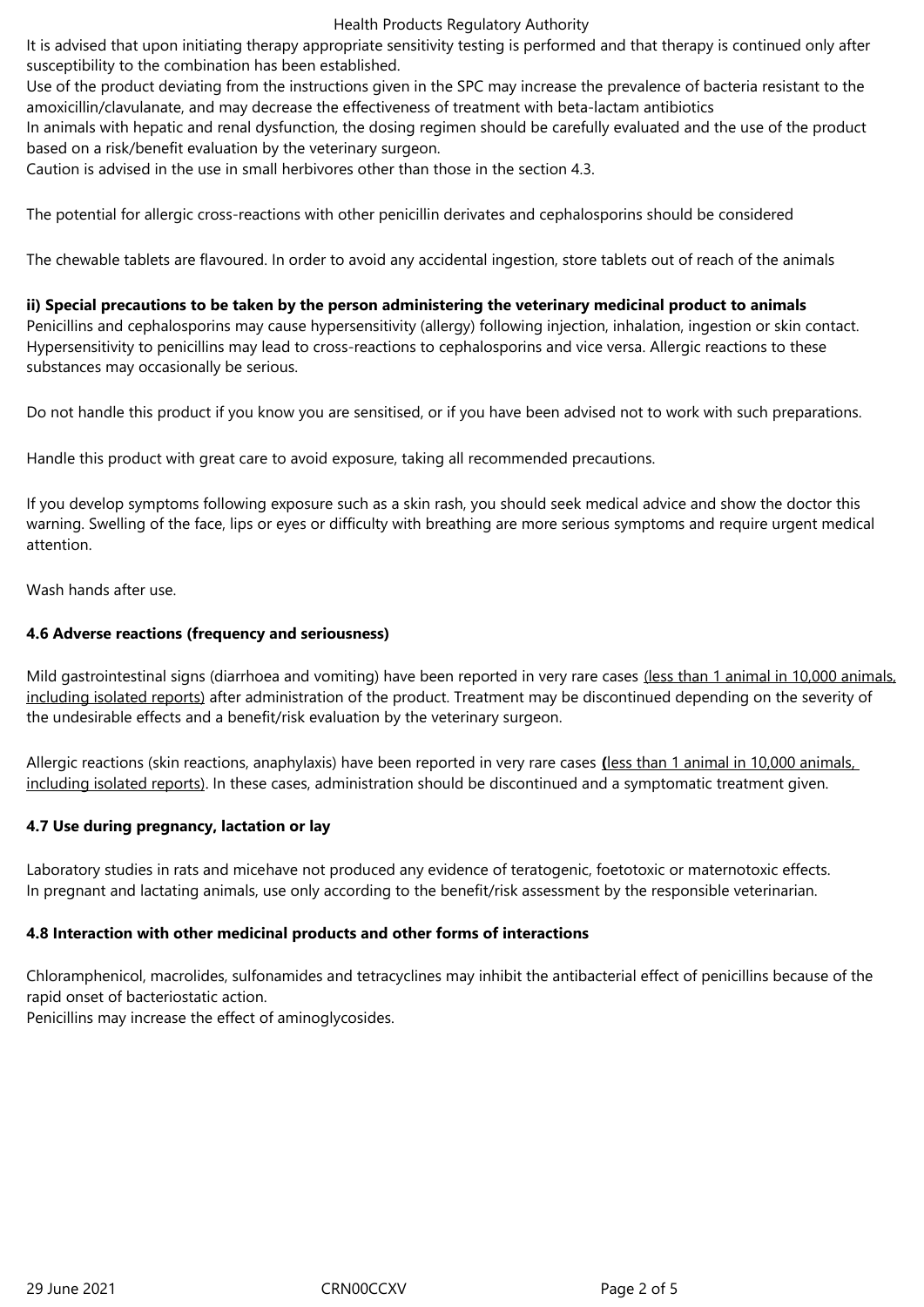It is advised that upon initiating therapy appropriate sensitivity testing is performed and that therapy is continued only after susceptibility to the combination has been established.
Use of the product deviating from the instructions given in the SPC may increase the prevalence of bacteria resistant to the amoxicillin/clavulanate, and may decrease the effectiveness of treatment with beta-lactam antibiotics
In animals with hepatic and renal dysfunction, the dosing regimen should be carefully evaluated and the use of the product based on a risk/benefit evaluation by the veterinary surgeon.
Caution is advised in the use in small herbivores other than those in the section 4.3.

The potential for allergic cross-reactions with other penicillin derivates and cephalosporins should be considered

The chewable tablets are flavoured. In order to avoid any accidental ingestion, store tablets out of reach of the animals

**ii) Special precautions to be taken by the person administering the veterinary medicinal product to animals**
Penicillins and cephalosporins may cause hypersensitivity (allergy) following injection, inhalation, ingestion or skin contact. Hypersensitivity to penicillins may lead to cross-reactions to cephalosporins and vice versa. Allergic reactions to these substances may occasionally be serious.

Do not handle this product if you know you are sensitised, or if you have been advised not to work with such preparations.

Handle this product with great care to avoid exposure, taking all recommended precautions.

If you develop symptoms following exposure such as a skin rash, you should seek medical advice and show the doctor this warning. Swelling of the face, lips or eyes or difficulty with breathing are more serious symptoms and require urgent medical attention.

Wash hands after use.

### 4.6 Adverse reactions (frequency and seriousness)

Mild gastrointestinal signs (diarrhoea and vomiting) have been reported in very rare cases (less than 1 animal in 10,000 animals, including isolated reports) after administration of the product. Treatment may be discontinued depending on the severity of the undesirable effects and a benefit/risk evaluation by the veterinary surgeon.

Allergic reactions (skin reactions, anaphylaxis) have been reported in very rare cases **(**less than 1 animal in 10,000 animals, including isolated reports). In these cases, administration should be discontinued and a symptomatic treatment given.

### 4.7 Use during pregnancy, lactation or lay

Laboratory studies in rats and micehave not produced any evidence of teratogenic, foetotoxic or maternotoxic effects.
In pregnant and lactating animals, use only according to the benefit/risk assessment by the responsible veterinarian.

### 4.8 Interaction with other medicinal products and other forms of interactions

Chloramphenicol, macrolides, sulfonamides and tetracyclines may inhibit the antibacterial effect of penicillins because of the rapid onset of bacteriostatic action.
Penicillins may increase the effect of aminoglycosides.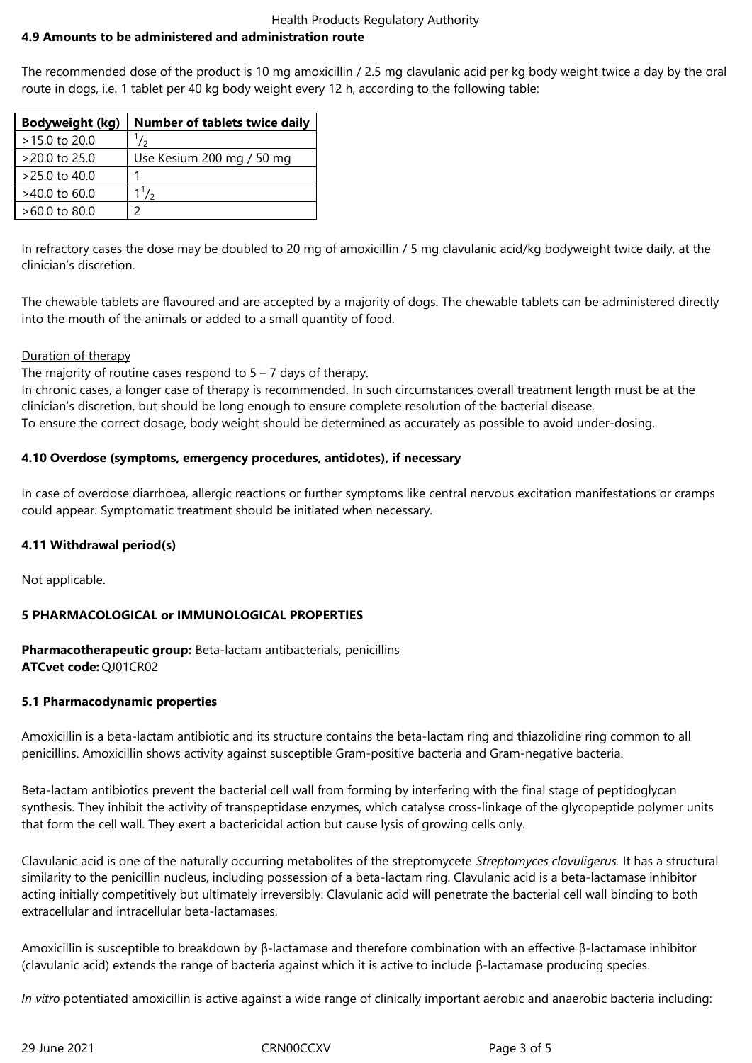### 4.9 Amounts to be administered and administration route

The recommended dose of the product is 10 mg amoxicillin / 2.5 mg clavulanic acid per kg body weight twice a day by the oral route in dogs, i.e. 1 tablet per 40 kg body weight every 12 h, according to the following table:

| Bodyweight (kg) | Number of tablets twice daily |
|---|---|
| >15.0 to 20.0 | $^1/_2$ |
| >20.0 to 25.0 | Use Kesium 200 mg / 50 mg |
| >25.0 to 40.0 | 1 |
| >40.0 to 60.0 | $1^1/_2$ |
| >60.0 to 80.0 | 2 |

In refractory cases the dose may be doubled to 20 mg of amoxicillin / 5 mg clavulanic acid/kg bodyweight twice daily, at the clinician's discretion.

The chewable tablets are flavoured and are accepted by a majority of dogs. The chewable tablets can be administered directly into the mouth of the animals or added to a small quantity of food.

Duration of therapy

The majority of routine cases respond to 5 – 7 days of therapy.

In chronic cases, a longer case of therapy is recommended. In such circumstances overall treatment length must be at the clinician's discretion, but should be long enough to ensure complete resolution of the bacterial disease.

To ensure the correct dosage, body weight should be determined as accurately as possible to avoid under-dosing.

### 4.10 Overdose (symptoms, emergency procedures, antidotes), if necessary

In case of overdose diarrhoea, allergic reactions or further symptoms like central nervous excitation manifestations or cramps could appear. Symptomatic treatment should be initiated when necessary.

### 4.11 Withdrawal period(s)

Not applicable.

## 5 PHARMACOLOGICAL or IMMUNOLOGICAL PROPERTIES

**Pharmacotherapeutic group:** Beta-lactam antibacterials, penicillins
**ATCvet code:** QJ01CR02

### 5.1 Pharmacodynamic properties

Amoxicillin is a beta-lactam antibiotic and its structure contains the beta-lactam ring and thiazolidine ring common to all penicillins. Amoxicillin shows activity against susceptible Gram-positive bacteria and Gram-negative bacteria.

Beta-lactam antibiotics prevent the bacterial cell wall from forming by interfering with the final stage of peptidoglycan synthesis. They inhibit the activity of transpeptidase enzymes, which catalyse cross-linkage of the glycopeptide polymer units that form the cell wall. They exert a bactericidal action but cause lysis of growing cells only.

Clavulanic acid is one of the naturally occurring metabolites of the streptomycete *Streptomyces clavuligerus.* It has a structural similarity to the penicillin nucleus, including possession of a beta-lactam ring. Clavulanic acid is a beta-lactamase inhibitor acting initially competitively but ultimately irreversibly. Clavulanic acid will penetrate the bacterial cell wall binding to both extracellular and intracellular beta-lactamases.

Amoxicillin is susceptible to breakdown by β-lactamase and therefore combination with an effective β-lactamase inhibitor (clavulanic acid) extends the range of bacteria against which it is active to include β-lactamase producing species.

*In vitro* potentiated amoxicillin is active against a wide range of clinically important aerobic and anaerobic bacteria including: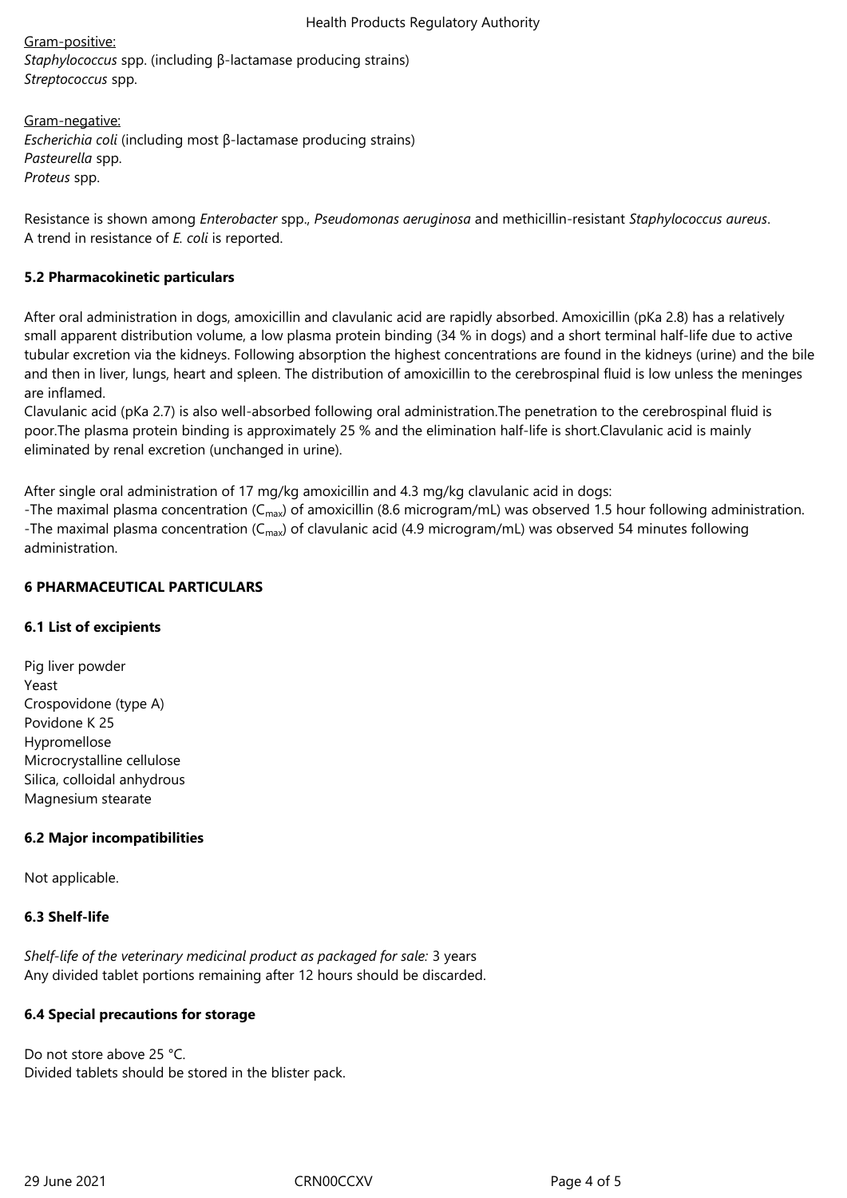Gram-positive:
*Staphylococcus* spp. (including β-lactamase producing strains)
*Streptococcus* spp.

Gram-negative:
*Escherichia coli* (including most β-lactamase producing strains)
*Pasteurella* spp.
*Proteus* spp.

Resistance is shown among *Enterobacter* spp., *Pseudomonas aeruginosa* and methicillin-resistant *Staphylococcus aureus*.
A trend in resistance of *E. coli* is reported.

### 5.2 Pharmacokinetic particulars

After oral administration in dogs, amoxicillin and clavulanic acid are rapidly absorbed. Amoxicillin (pKa 2.8) has a relatively small apparent distribution volume, a low plasma protein binding (34 % in dogs) and a short terminal half-life due to active tubular excretion via the kidneys. Following absorption the highest concentrations are found in the kidneys (urine) and the bile and then in liver, lungs, heart and spleen. The distribution of amoxicillin to the cerebrospinal fluid is low unless the meninges are inflamed.
Clavulanic acid (pKa 2.7) is also well-absorbed following oral administration.The penetration to the cerebrospinal fluid is poor.The plasma protein binding is approximately 25 % and the elimination half-life is short.Clavulanic acid is mainly eliminated by renal excretion (unchanged in urine).

After single oral administration of 17 mg/kg amoxicillin and 4.3 mg/kg clavulanic acid in dogs:
-The maximal plasma concentration ($C_{max}$) of amoxicillin (8.6 microgram/mL) was observed 1.5 hour following administration.
-The maximal plasma concentration ($C_{max}$) of clavulanic acid (4.9 microgram/mL) was observed 54 minutes following administration.

## 6 PHARMACEUTICAL PARTICULARS

### 6.1 List of excipients

Pig liver powder
Yeast
Crospovidone (type A)
Povidone K 25
Hypromellose
Microcrystalline cellulose
Silica, colloidal anhydrous
Magnesium stearate

### 6.2 Major incompatibilities

Not applicable.

### 6.3 Shelf-life

*Shelf-life of the veterinary medicinal product as packaged for sale:* 3 years
Any divided tablet portions remaining after 12 hours should be discarded.

### 6.4 Special precautions for storage

Do not store above 25 °C.
Divided tablets should be stored in the blister pack.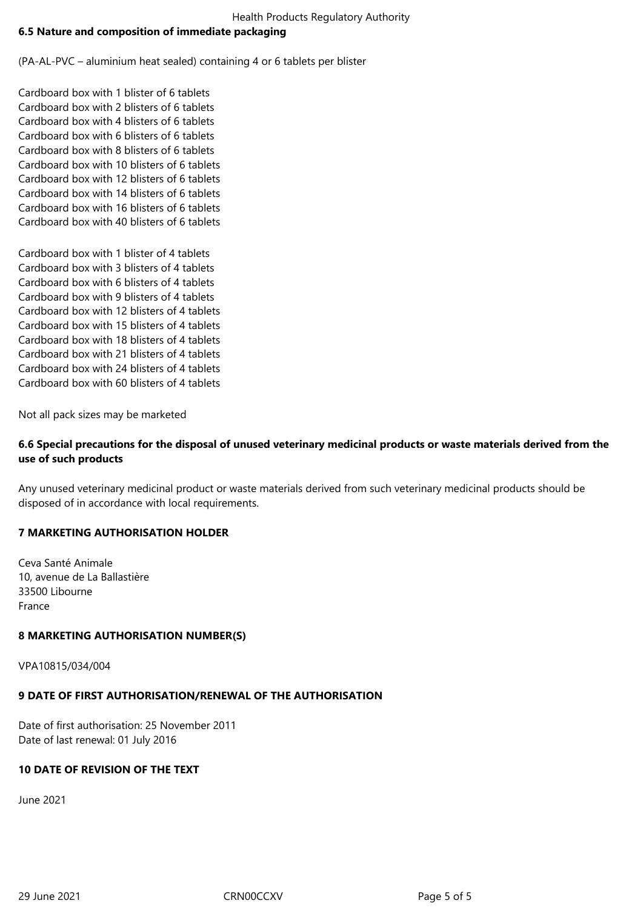### 6.5 Nature and composition of immediate packaging

(PA-AL-PVC – aluminium heat sealed) containing 4 or 6 tablets per blister

Cardboard box with 1 blister of 6 tablets
Cardboard box with 2 blisters of 6 tablets
Cardboard box with 4 blisters of 6 tablets
Cardboard box with 6 blisters of 6 tablets
Cardboard box with 8 blisters of 6 tablets
Cardboard box with 10 blisters of 6 tablets
Cardboard box with 12 blisters of 6 tablets
Cardboard box with 14 blisters of 6 tablets
Cardboard box with 16 blisters of 6 tablets
Cardboard box with 40 blisters of 6 tablets

Cardboard box with 1 blister of 4 tablets
Cardboard box with 3 blisters of 4 tablets
Cardboard box with 6 blisters of 4 tablets
Cardboard box with 9 blisters of 4 tablets
Cardboard box with 12 blisters of 4 tablets
Cardboard box with 15 blisters of 4 tablets
Cardboard box with 18 blisters of 4 tablets
Cardboard box with 21 blisters of 4 tablets
Cardboard box with 24 blisters of 4 tablets
Cardboard box with 60 blisters of 4 tablets

Not all pack sizes may be marketed

### 6.6 Special precautions for the disposal of unused veterinary medicinal products or waste materials derived from the use of such products

Any unused veterinary medicinal product or waste materials derived from such veterinary medicinal products should be disposed of in accordance with local requirements.

## 7 MARKETING AUTHORISATION HOLDER

Ceva Santé Animale
10, avenue de La Ballastière
33500 Libourne
France

## 8 MARKETING AUTHORISATION NUMBER(S)

VPA10815/034/004

## 9 DATE OF FIRST AUTHORISATION/RENEWAL OF THE AUTHORISATION

Date of first authorisation: 25 November 2011
Date of last renewal: 01 July 2016

## 10 DATE OF REVISION OF THE TEXT

June 2021